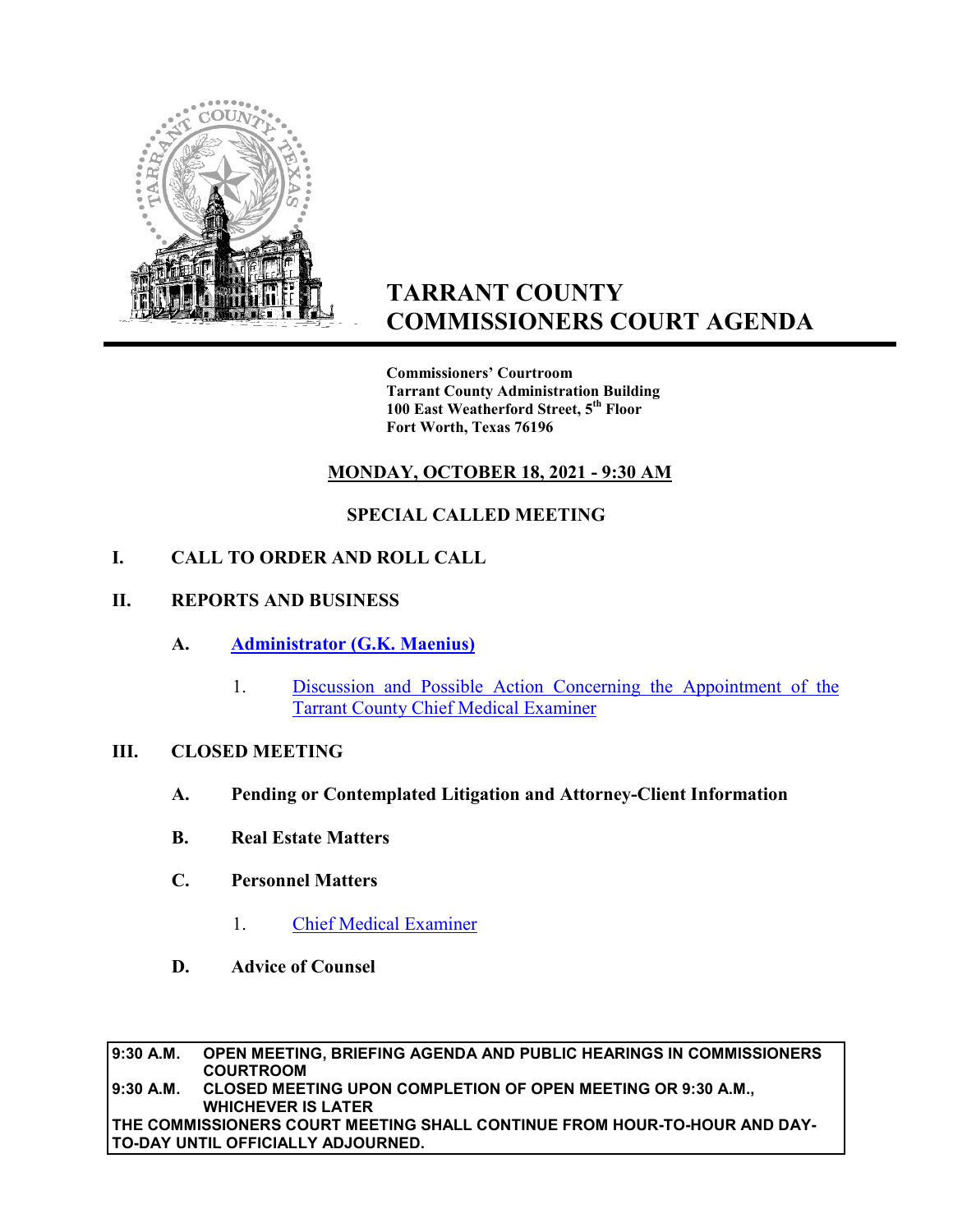# TARRANT COUNTY COMMISSIONERS COURT AGENDA

**Commissioners' Courtroom**
**Tarrant County Administration Building**
**100 East Weatherford Street, 5th Floor**
**Fort Worth, Texas 76196**

**MONDAY, OCTOBER 18, 2021 - 9:30 AM**

**SPECIAL CALLED MEETING**

## I. CALL TO ORDER AND ROLL CALL

## II. REPORTS AND BUSINESS

### A. Administrator (G.K. Maenius)

1. Discussion and Possible Action Concerning the Appointment of the Tarrant County Chief Medical Examiner

## III. CLOSED MEETING

### A. Pending or Contemplated Litigation and Attorney-Client Information

### B. Real Estate Matters

### C. Personnel Matters

1. Chief Medical Examiner

### D. Advice of Counsel

**9:30 A.M. OPEN MEETING, BRIEFING AGENDA AND PUBLIC HEARINGS IN COMMISSIONERS COURTROOM**
**9:30 A.M. CLOSED MEETING UPON COMPLETION OF OPEN MEETING OR 9:30 A.M., WHICHEVER IS LATER**
**THE COMMISSIONERS COURT MEETING SHALL CONTINUE FROM HOUR-TO-HOUR AND DAY-TO-DAY UNTIL OFFICIALLY ADJOURNED.**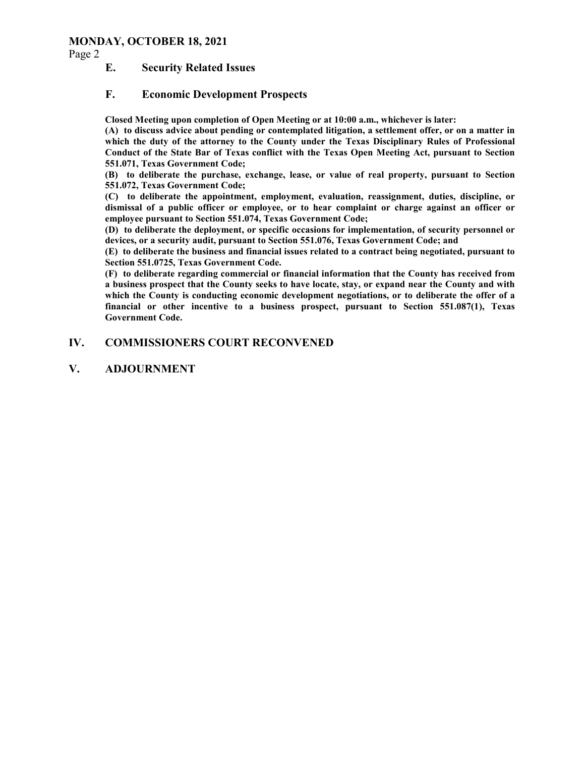E. **Security Related Issues**

F. **Economic Development Prospects**

**Closed Meeting upon completion of Open Meeting or at 10:00 a.m., whichever is later:**

**(A) to discuss advice about pending or contemplated litigation, a settlement offer, or on a matter in which the duty of the attorney to the County under the Texas Disciplinary Rules of Professional Conduct of the State Bar of Texas conflict with the Texas Open Meeting Act, pursuant to Section 551.071, Texas Government Code;**

**(B) to deliberate the purchase, exchange, lease, or value of real property, pursuant to Section 551.072, Texas Government Code;**

**(C) to deliberate the appointment, employment, evaluation, reassignment, duties, discipline, or dismissal of a public officer or employee, or to hear complaint or charge against an officer or employee pursuant to Section 551.074, Texas Government Code;**

**(D) to deliberate the deployment, or specific occasions for implementation, of security personnel or devices, or a security audit, pursuant to Section 551.076, Texas Government Code; and**

**(E) to deliberate the business and financial issues related to a contract being negotiated, pursuant to Section 551.0725, Texas Government Code.**

**(F) to deliberate regarding commercial or financial information that the County has received from a business prospect that the County seeks to have locate, stay, or expand near the County and with which the County is conducting economic development negotiations, or to deliberate the offer of a financial or other incentive to a business prospect, pursuant to Section 551.087(1), Texas Government Code.**

## IV. COMMISSIONERS COURT RECONVENED

## V. ADJOURNMENT